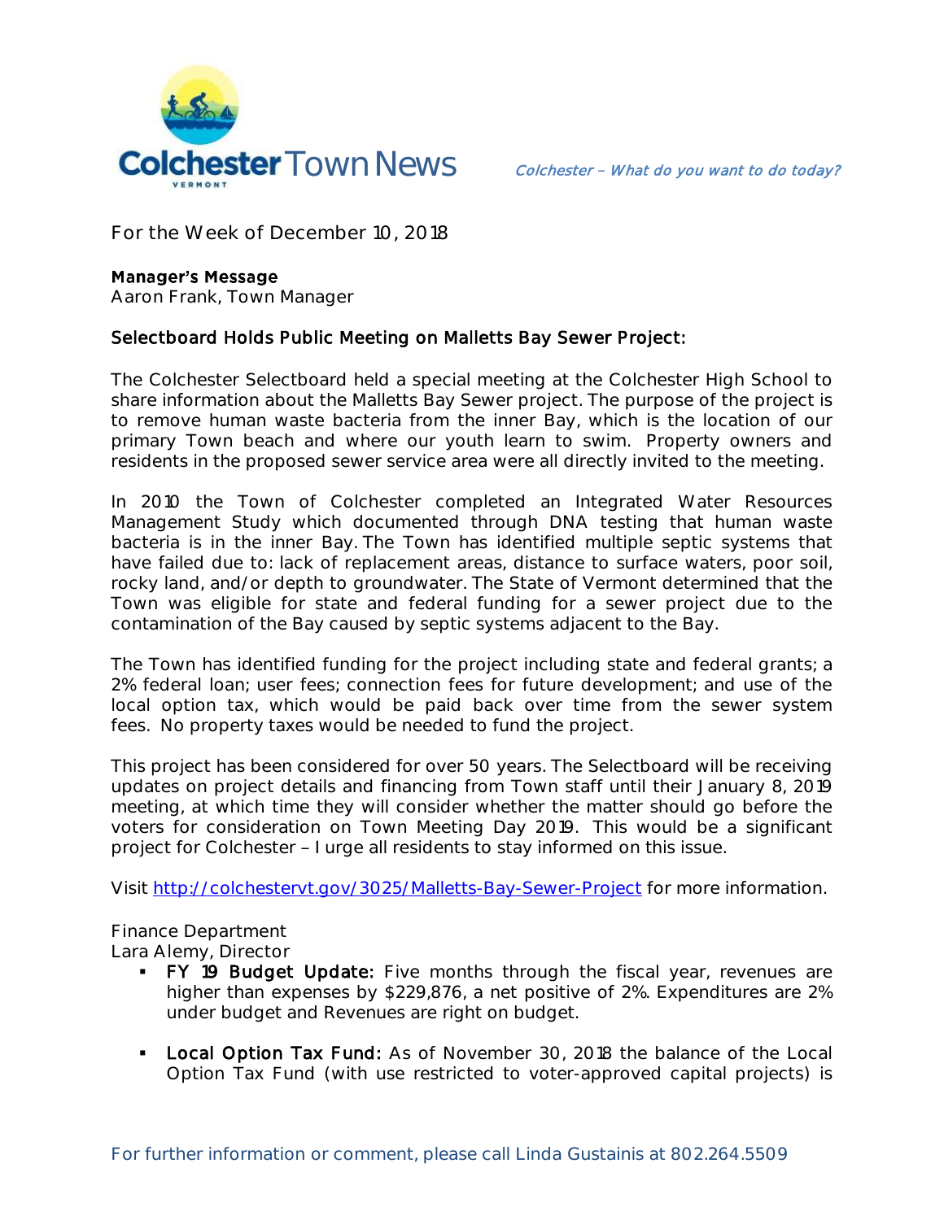# Colchester Town News

*Colchester – What do you want to do today?*

For the Week of December 10, 2018

**Manager's Message**
Aaron Frank, Town Manager

## Selectboard Holds Public Meeting on Malletts Bay Sewer Project:

The Colchester Selectboard held a special meeting at the Colchester High School to share information about the Malletts Bay Sewer project. The purpose of the project is to remove human waste bacteria from the inner Bay, which is the location of our primary Town beach and where our youth learn to swim. Property owners and residents in the proposed sewer service area were all directly invited to the meeting.

In 2010 the Town of Colchester completed an Integrated Water Resources Management Study which documented through DNA testing that human waste bacteria is in the inner Bay. The Town has identified multiple septic systems that have failed due to: lack of replacement areas, distance to surface waters, poor soil, rocky land, and/or depth to groundwater. The State of Vermont determined that the Town was eligible for state and federal funding for a sewer project due to the contamination of the Bay caused by septic systems adjacent to the Bay.

The Town has identified funding for the project including state and federal grants; a 2% federal loan; user fees; connection fees for future development; and use of the local option tax, which would be paid back over time from the sewer system fees. No property taxes would be needed to fund the project.

This project has been considered for over 50 years. The Selectboard will be receiving updates on project details and financing from Town staff until their January 8, 2019 meeting, at which time they will consider whether the matter should go before the voters for consideration on Town Meeting Day 2019. This would be a significant project for Colchester – I urge all residents to stay informed on this issue.

Visit http://colchestervt.gov/3025/Malletts-Bay-Sewer-Project for more information.

Finance Department
Lara Alemy, Director

- **FY 19 Budget Update:** Five months through the fiscal year, revenues are higher than expenses by $229,876, a net positive of 2%. Expenditures are 2% under budget and Revenues are right on budget.
- **Local Option Tax Fund:** As of November 30, 2018 the balance of the Local Option Tax Fund (with use restricted to voter-approved capital projects) is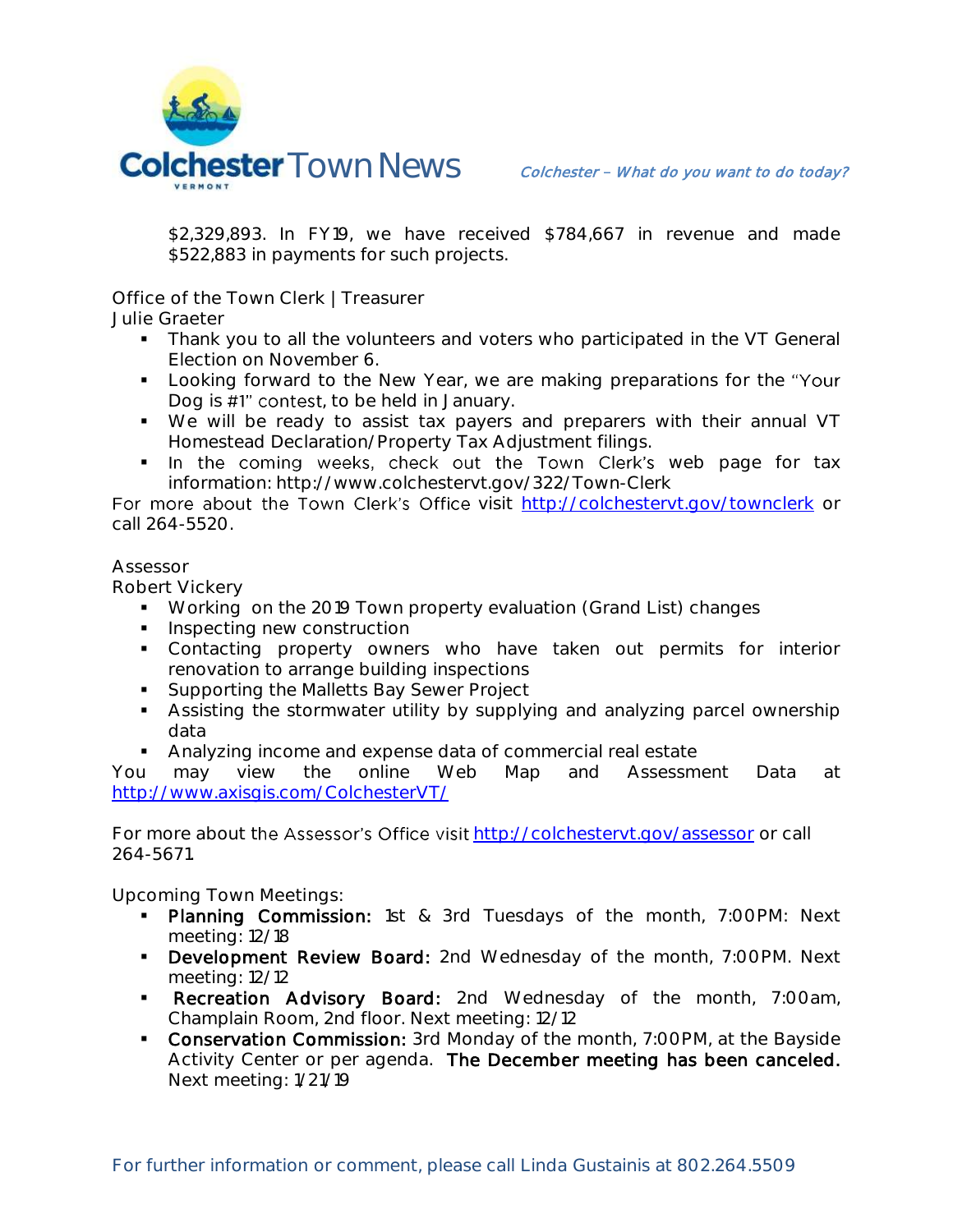$2,329,893. In FY19, we have received $784,667 in revenue and made $522,883 in payments for such projects.

Office of the Town Clerk | Treasurer
Julie Graeter

- Thank you to all the volunteers and voters who participated in the VT General Election on November 6.
- Looking forward to the New Year, we are making preparations for the "Your Dog is #1" contest, to be held in January.
- We will be ready to assist tax payers and preparers with their annual VT Homestead Declaration/Property Tax Adjustment filings.
- In the coming weeks, check out the Town Clerk's web page for tax information: http://www.colchestervt.gov/322/Town-Clerk

For more about the Town Clerk's Office visit http://colchestervt.gov/townclerk or call 264-5520.

Assessor
Robert Vickery

- Working on the 2019 Town property evaluation (Grand List) changes
- Inspecting new construction
- Contacting property owners who have taken out permits for interior renovation to arrange building inspections
- Supporting the Malletts Bay Sewer Project
- Assisting the stormwater utility by supplying and analyzing parcel ownership data
- Analyzing income and expense data of commercial real estate

You may view the online Web Map and Assessment Data at http://www.axisgis.com/ColchesterVT/

For more about the Assessor's Office visit http://colchestervt.gov/assessor or call 264-5671.

Upcoming Town Meetings:

- **Planning Commission:** 1st & 3rd Tuesdays of the month, 7:00PM: Next meeting: 12/18
- **Development Review Board:** 2nd Wednesday of the month, 7:00PM. Next meeting: 12/12
- **Recreation Advisory Board:** 2nd Wednesday of the month, 7:00am, Champlain Room, 2nd floor. Next meeting: 12/12
- **Conservation Commission:** 3rd Monday of the month, 7:00PM, at the Bayside Activity Center or per agenda. **The December meeting has been canceled.** Next meeting: 1/21/19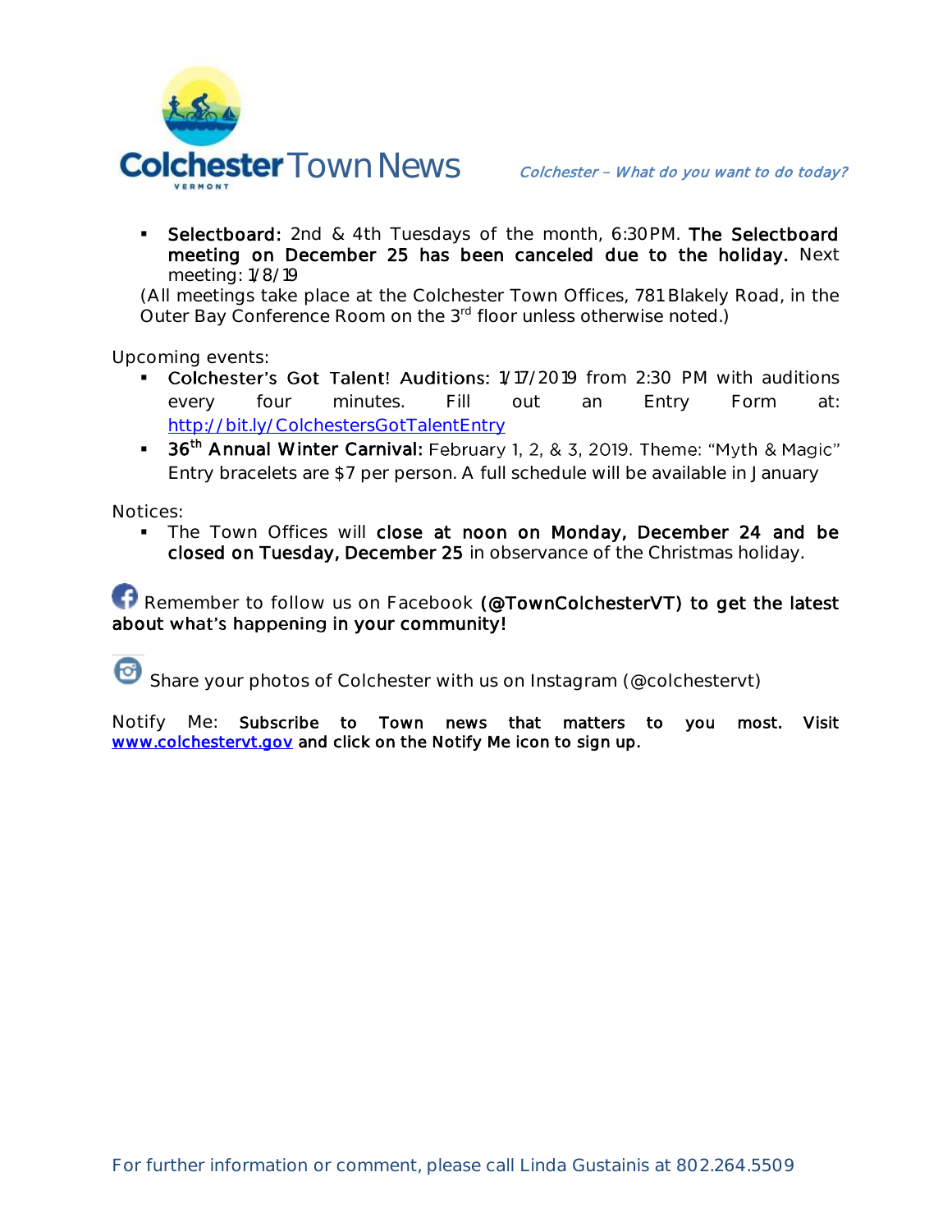- **Selectboard:** 2nd & 4th Tuesdays of the month, 6:30PM. **The Selectboard meeting on December 25 has been canceled due to the holiday.** Next meeting: 1/8/19

(All meetings take place at the Colchester Town Offices, 781 Blakely Road, in the Outer Bay Conference Room on the 3rd floor unless otherwise noted.)

Upcoming events:

- **Colchester's Got Talent! Auditions:** 1/17/2019 from 2:30 PM with auditions every four minutes. Fill out an Entry Form at: http://bit.ly/ColchestersGotTalentEntry
- **36th Annual Winter Carnival:** February 1, 2, & 3, 2019. Theme: "Myth & Magic" Entry bracelets are $7 per person. A full schedule will be available in January

Notices:

- The Town Offices will **close at noon on Monday, December 24 and be closed on Tuesday, December 25** in observance of the Christmas holiday.

Remember to follow us on Facebook **(@TownColchesterVT) to get the latest about what's happening in your community!**

Share your photos of Colchester with us on Instagram (@colchestervt)

Notify Me: **Subscribe to Town news that matters to you most. Visit www.colchestervt.gov and click on the Notify Me icon to sign up.**

For further information or comment, please call Linda Gustainis at 802.264.5509